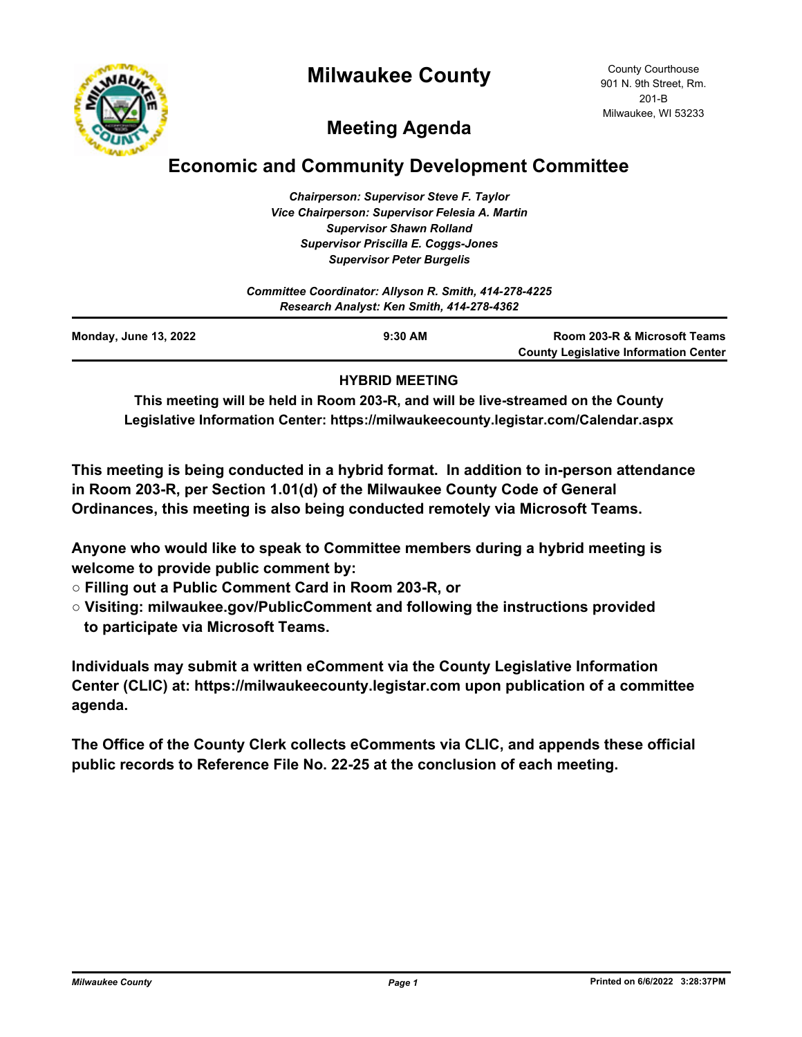# Milwaukee County

County Courthouse
901 N. 9th Street, Rm. 201-B
Milwaukee, WI 53233

## Meeting Agenda

## Economic and Community Development Committee

*Chairperson: Supervisor Steve F. Taylor*
*Vice Chairperson: Supervisor Felesia A. Martin*
*Supervisor Shawn Rolland*
*Supervisor Priscilla E. Coggs-Jones*
*Supervisor Peter Burgelis*

*Committee Coordinator: Allyson R. Smith, 414-278-4225*
*Research Analyst: Ken Smith, 414-278-4362*

| | | |
|---|---|---|
| **Monday, June 13, 2022** | **9:30 AM** | **Room 203-R & Microsoft Teams County Legislative Information Center** |

**HYBRID MEETING**

**This meeting will be held in Room 203-R, and will be live-streamed on the County Legislative Information Center: https://milwaukeecounty.legistar.com/Calendar.aspx**

**This meeting is being conducted in a hybrid format. In addition to in-person attendance in Room 203-R, per Section 1.01(d) of the Milwaukee County Code of General Ordinances, this meeting is also being conducted remotely via Microsoft Teams.**

**Anyone who would like to speak to Committee members during a hybrid meeting is welcome to provide public comment by:**

- **Filling out a Public Comment Card in Room 203-R, or**
- **Visiting: milwaukee.gov/PublicComment and following the instructions provided to participate via Microsoft Teams.**

**Individuals may submit a written eComment via the County Legislative Information Center (CLIC) at: https://milwaukeecounty.legistar.com upon publication of a committee agenda.**

**The Office of the County Clerk collects eComments via CLIC, and appends these official public records to Reference File No. 22-25 at the conclusion of each meeting.**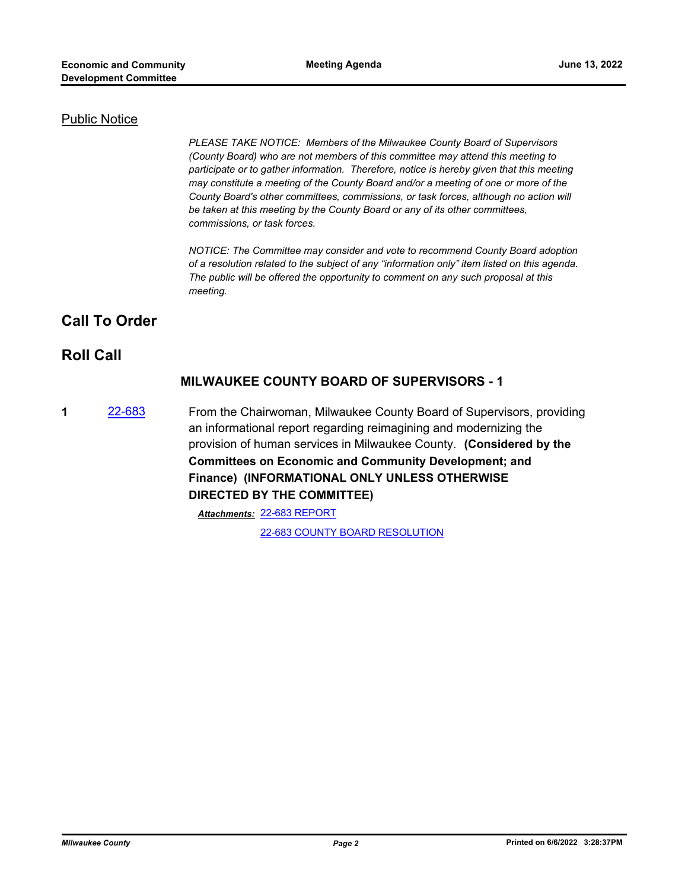## Public Notice

*PLEASE TAKE NOTICE: Members of the Milwaukee County Board of Supervisors (County Board) who are not members of this committee may attend this meeting to participate or to gather information. Therefore, notice is hereby given that this meeting may constitute a meeting of the County Board and/or a meeting of one or more of the County Board's other committees, commissions, or task forces, although no action will be taken at this meeting by the County Board or any of its other committees, commissions, or task forces.*

*NOTICE: The Committee may consider and vote to recommend County Board adoption of a resolution related to the subject of any "information only" item listed on this agenda. The public will be offered the opportunity to comment on any such proposal at this meeting.*

# Call To Order

# Roll Call

### MILWAUKEE COUNTY BOARD OF SUPERVISORS - 1

**1** 22-683 From the Chairwoman, Milwaukee County Board of Supervisors, providing an informational report regarding reimagining and modernizing the provision of human services in Milwaukee County. **(Considered by the Committees on Economic and Community Development; and Finance) (INFORMATIONAL ONLY UNLESS OTHERWISE DIRECTED BY THE COMMITTEE)**

***Attachments:*** 22-683 REPORT

22-683 COUNTY BOARD RESOLUTION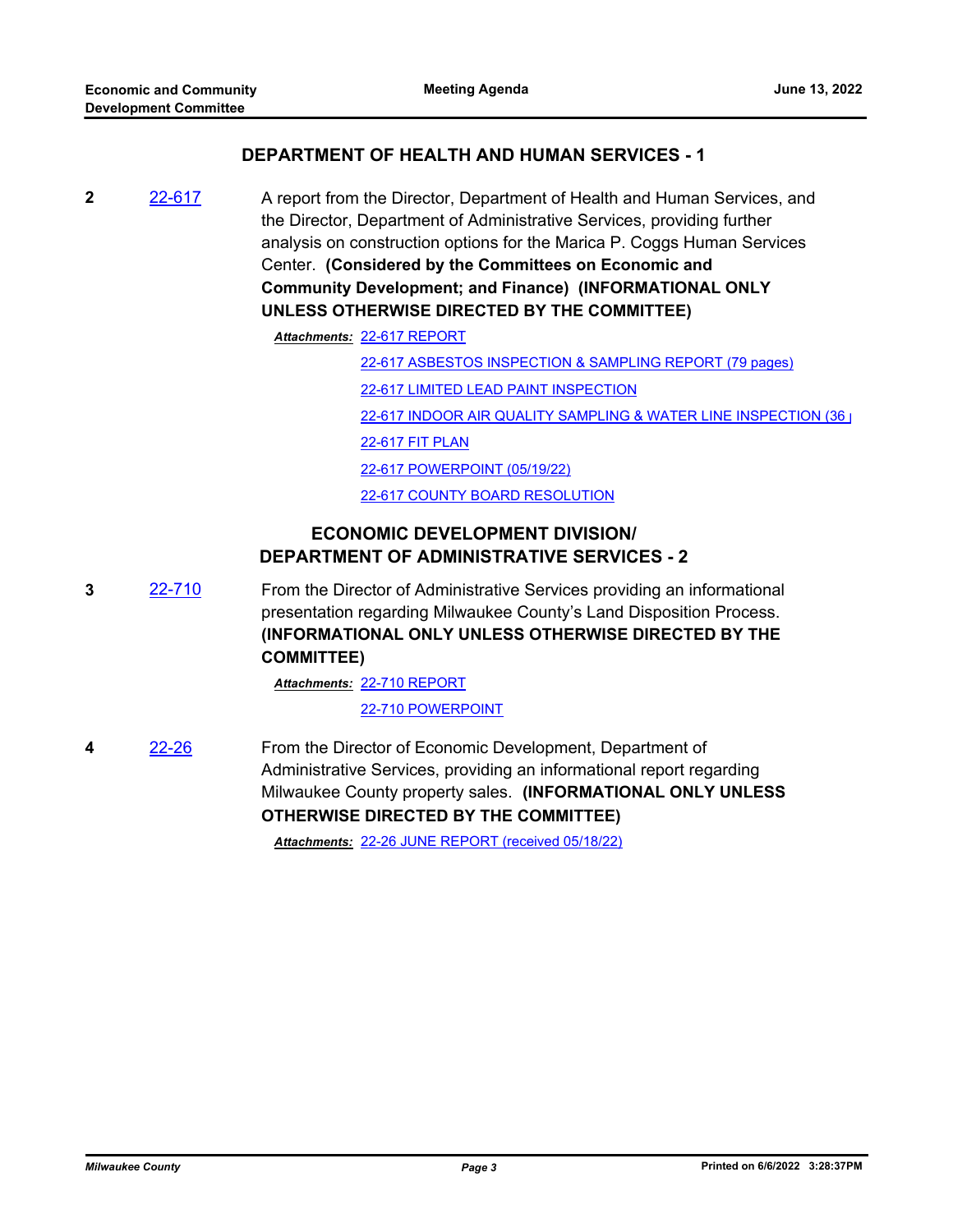## DEPARTMENT OF HEALTH AND HUMAN SERVICES - 1

**2** 22-617 A report from the Director, Department of Health and Human Services, and the Director, Department of Administrative Services, providing further analysis on construction options for the Marica P. Coggs Human Services Center. **(Considered by the Committees on Economic and Community Development; and Finance) (INFORMATIONAL ONLY UNLESS OTHERWISE DIRECTED BY THE COMMITTEE)**

***Attachments:*** 22-617 REPORT
22-617 ASBESTOS INSPECTION & SAMPLING REPORT (79 pages)
22-617 LIMITED LEAD PAINT INSPECTION
22-617 INDOOR AIR QUALITY SAMPLING & WATER LINE INSPECTION (36 p
22-617 FIT PLAN
22-617 POWERPOINT (05/19/22)
22-617 COUNTY BOARD RESOLUTION

## ECONOMIC DEVELOPMENT DIVISION/ DEPARTMENT OF ADMINISTRATIVE SERVICES - 2

**3** 22-710 From the Director of Administrative Services providing an informational presentation regarding Milwaukee County's Land Disposition Process. **(INFORMATIONAL ONLY UNLESS OTHERWISE DIRECTED BY THE COMMITTEE)**

***Attachments:*** 22-710 REPORT
22-710 POWERPOINT

**4** 22-26 From the Director of Economic Development, Department of Administrative Services, providing an informational report regarding Milwaukee County property sales. **(INFORMATIONAL ONLY UNLESS OTHERWISE DIRECTED BY THE COMMITTEE)**

***Attachments:*** 22-26 JUNE REPORT (received 05/18/22)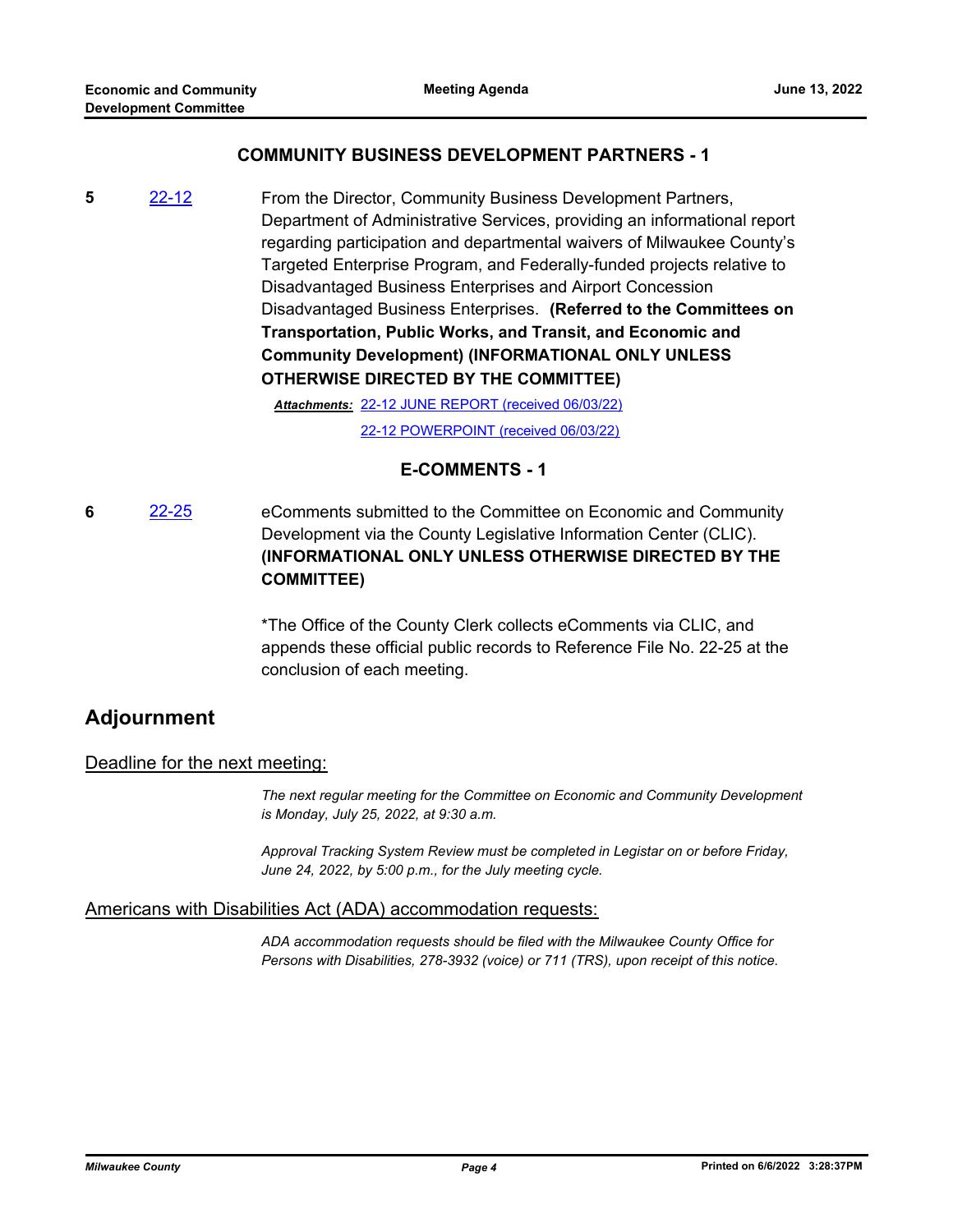### COMMUNITY BUSINESS DEVELOPMENT PARTNERS - 1

**5** 22-12 From the Director, Community Business Development Partners, Department of Administrative Services, providing an informational report regarding participation and departmental waivers of Milwaukee County's Targeted Enterprise Program, and Federally-funded projects relative to Disadvantaged Business Enterprises and Airport Concession Disadvantaged Business Enterprises. **(Referred to the Committees on Transportation, Public Works, and Transit, and Economic and Community Development) (INFORMATIONAL ONLY UNLESS OTHERWISE DIRECTED BY THE COMMITTEE)**

***Attachments:*** 22-12 JUNE REPORT (received 06/03/22)
22-12 POWERPOINT (received 06/03/22)

### E-COMMENTS - 1

**6** 22-25 eComments submitted to the Committee on Economic and Community Development via the County Legislative Information Center (CLIC). **(INFORMATIONAL ONLY UNLESS OTHERWISE DIRECTED BY THE COMMITTEE)**

*The Office of the County Clerk collects eComments via CLIC, and appends these official public records to Reference File No. 22-25 at the conclusion of each meeting.

## Adjournment

Deadline for the next meeting:

*The next regular meeting for the Committee on Economic and Community Development is Monday, July 25, 2022, at 9:30 a.m.*

*Approval Tracking System Review must be completed in Legistar on or before Friday, June 24, 2022, by 5:00 p.m., for the July meeting cycle.*

Americans with Disabilities Act (ADA) accommodation requests:

*ADA accommodation requests should be filed with the Milwaukee County Office for Persons with Disabilities, 278-3932 (voice) or 711 (TRS), upon receipt of this notice.*